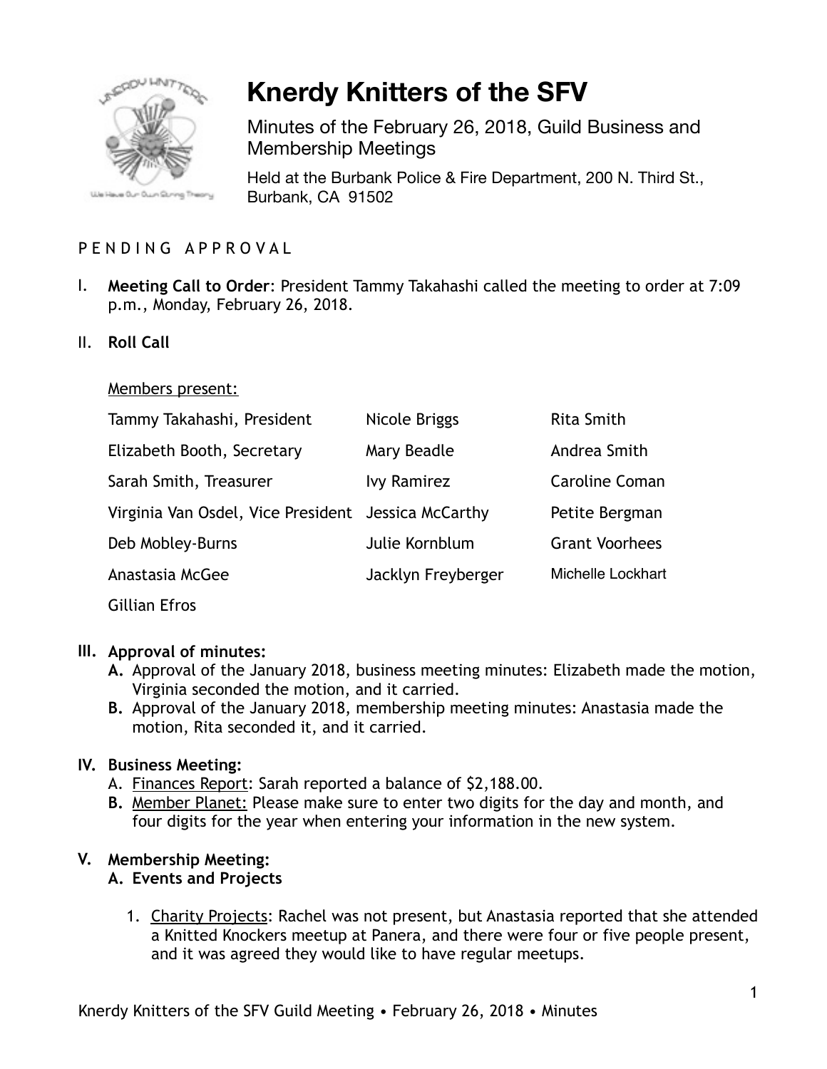# Knerdy Knitters of the SFV

Minutes of the February 26, 2018, Guild Business and Membership Meetings

Held at the Burbank Police & Fire Department, 200 N. Third St., Burbank, CA 91502

P E N D I N G   A P P R O V A L

I. **Meeting Call to Order**: President Tammy Takahashi called the meeting to order at 7:09 p.m., Monday, February 26, 2018.

II. **Roll Call**

<u>Members present:</u>

| | | |
|---|---|---|
| Tammy Takahashi, President | Nicole Briggs | Rita Smith |
| Elizabeth Booth, Secretary | Mary Beadle | Andrea Smith |
| Sarah Smith, Treasurer | Ivy Ramirez | Caroline Coman |
| Virginia Van Osdel, Vice President | Jessica McCarthy | Petite Bergman |
| Deb Mobley-Burns | Julie Kornblum | Grant Voorhees |
| Anastasia McGee | Jacklyn Freyberger | Michelle Lockhart |
| Gillian Efros | | |

III. **Approval of minutes:**
   - **A.** Approval of the January 2018, business meeting minutes: Elizabeth made the motion, Virginia seconded the motion, and it carried.
   - **B.** Approval of the January 2018, membership meeting minutes: Anastasia made the motion, Rita seconded it, and it carried.

IV. **Business Meeting:**
   - A. <u>Finances Report</u>: Sarah reported a balance of $2,188.00.
   - **B.** <u>Member Planet:</u> Please make sure to enter two digits for the day and month, and four digits for the year when entering your information in the new system.

V. **Membership Meeting:**
   - **A. Events and Projects**
     1. <u>Charity Projects</u>: Rachel was not present, but Anastasia reported that she attended a Knitted Knockers meetup at Panera, and there were four or five people present, and it was agreed they would like to have regular meetups.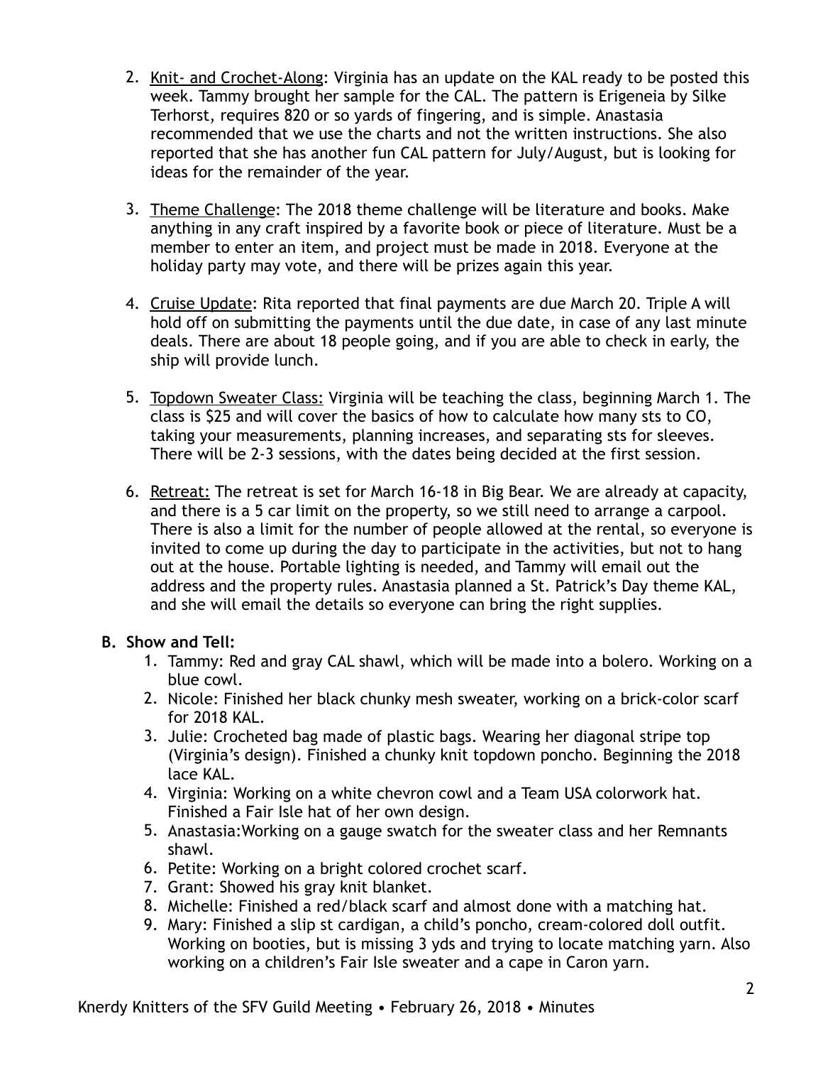2. Knit- and Crochet-Along: Virginia has an update on the KAL ready to be posted this week. Tammy brought her sample for the CAL. The pattern is Erigeneia by Silke Terhorst, requires 820 or so yards of fingering, and is simple. Anastasia recommended that we use the charts and not the written instructions. She also reported that she has another fun CAL pattern for July/August, but is looking for ideas for the remainder of the year.

3. Theme Challenge: The 2018 theme challenge will be literature and books. Make anything in any craft inspired by a favorite book or piece of literature. Must be a member to enter an item, and project must be made in 2018. Everyone at the holiday party may vote, and there will be prizes again this year.

4. Cruise Update: Rita reported that final payments are due March 20. Triple A will hold off on submitting the payments until the due date, in case of any last minute deals. There are about 18 people going, and if you are able to check in early, the ship will provide lunch.

5. Topdown Sweater Class: Virginia will be teaching the class, beginning March 1. The class is $25 and will cover the basics of how to calculate how many sts to CO, taking your measurements, planning increases, and separating sts for sleeves. There will be 2-3 sessions, with the dates being decided at the first session.

6. Retreat: The retreat is set for March 16-18 in Big Bear. We are already at capacity, and there is a 5 car limit on the property, so we still need to arrange a carpool. There is also a limit for the number of people allowed at the rental, so everyone is invited to come up during the day to participate in the activities, but not to hang out at the house. Portable lighting is needed, and Tammy will email out the address and the property rules. Anastasia planned a St. Patrick's Day theme KAL, and she will email the details so everyone can bring the right supplies.

**B. Show and Tell:**

1. Tammy: Red and gray CAL shawl, which will be made into a bolero. Working on a blue cowl.
2. Nicole: Finished her black chunky mesh sweater, working on a brick-color scarf for 2018 KAL.
3. Julie: Crocheted bag made of plastic bags. Wearing her diagonal stripe top (Virginia's design). Finished a chunky knit topdown poncho. Beginning the 2018 lace KAL.
4. Virginia: Working on a white chevron cowl and a Team USA colorwork hat. Finished a Fair Isle hat of her own design.
5. Anastasia:Working on a gauge swatch for the sweater class and her Remnants shawl.
6. Petite: Working on a bright colored crochet scarf.
7. Grant: Showed his gray knit blanket.
8. Michelle: Finished a red/black scarf and almost done with a matching hat.
9. Mary: Finished a slip st cardigan, a child's poncho, cream-colored doll outfit. Working on booties, but is missing 3 yds and trying to locate matching yarn. Also working on a children's Fair Isle sweater and a cape in Caron yarn.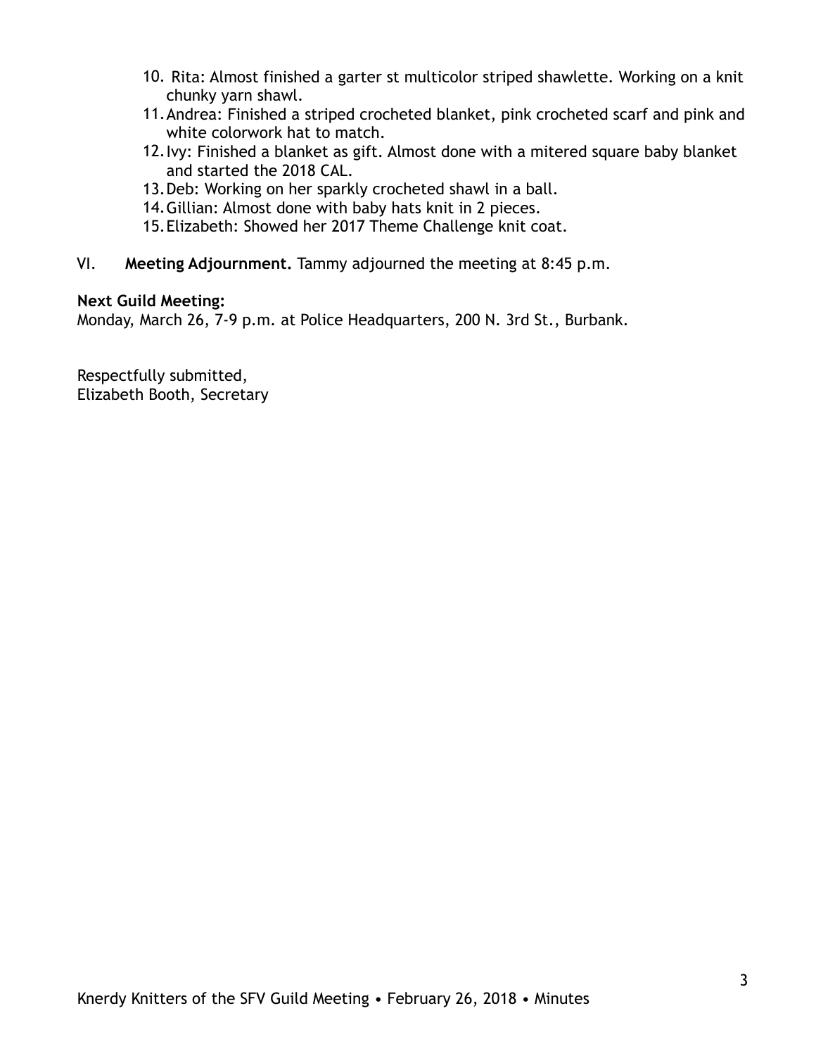10. Rita: Almost finished a garter st multicolor striped shawlette. Working on a knit chunky yarn shawl.
11. Andrea: Finished a striped crocheted blanket, pink crocheted scarf and pink and white colorwork hat to match.
12. Ivy: Finished a blanket as gift. Almost done with a mitered square baby blanket and started the 2018 CAL.
13. Deb: Working on her sparkly crocheted shawl in a ball.
14. Gillian: Almost done with baby hats knit in 2 pieces.
15. Elizabeth: Showed her 2017 Theme Challenge knit coat.

VI. **Meeting Adjournment.** Tammy adjourned the meeting at 8:45 p.m.

**Next Guild Meeting:**
Monday, March 26, 7-9 p.m. at Police Headquarters, 200 N. 3rd St., Burbank.

Respectfully submitted,
Elizabeth Booth, Secretary